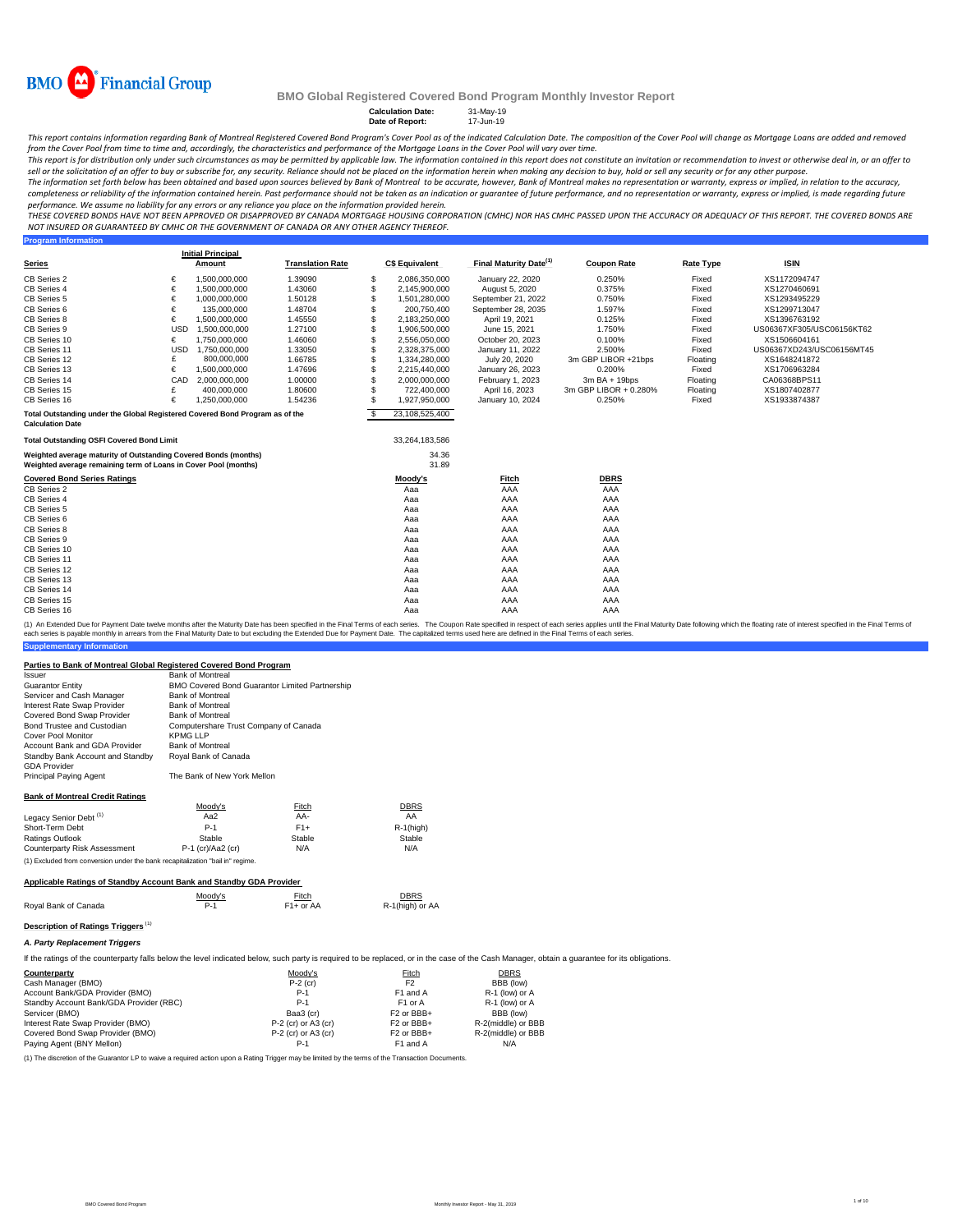# BMO Financial Group

## BMO Global Registered Covered Bond Program Monthly Investor Report

**Calculation Date:** 31-May-19
**Date of Report:** 17-Jun-19

*This report contains information regarding Bank of Montreal Registered Covered Bond Program's Cover Pool as of the indicated Calculation Date. The composition of the Cover Pool will change as Mortgage Loans are added and removed from the Cover Pool from time to time and, accordingly, the characteristics and performance of the Mortgage Loans in the Cover Pool will vary over time.*

*This report is for distribution only under such circumstances as may be permitted by applicable law. The information contained in this report does not constitute an invitation or recommendation to invest or otherwise deal in, or an offer to sell or the solicitation of an offer to buy or subscribe for, any security. Reliance should not be placed on the information herein when making any decision to buy, hold or sell any security or for any other purpose.*

*The information set forth below has been obtained and based upon sources believed by Bank of Montreal to be accurate, however, Bank of Montreal makes no representation or warranty, express or implied, in relation to the accuracy, completeness or reliability of the information contained herein. Past performance should not be taken as an indication or guarantee of future performance, and no representation or warranty, express or implied, is made regarding future performance. We assume no liability for any errors or any reliance you place on the information provided herein.*

*THESE COVERED BONDS HAVE NOT BEEN APPROVED OR DISAPPROVED BY CANADA MORTGAGE HOUSING CORPORATION (CMHC) NOR HAS CMHC PASSED UPON THE ACCURACY OR ADEQUACY OF THIS REPORT. THE COVERED BONDS ARE NOT INSURED OR GUARANTEED BY CMHC OR THE GOVERNMENT OF CANADA OR ANY OTHER AGENCY THEREOF.*

### Program Information

| Series | | Initial Principal Amount | Translation Rate | | C$ Equivalent | Final Maturity Date[1] | Coupon Rate | Rate Type | ISIN |
|---|---|---|---|---|---|---|---|---|---|
| CB Series 2 | € | 1,500,000,000 | 1.39090 | $ | 2,086,350,000 | January 22, 2020 | 0.250% | Fixed | XS1172094747 |
| CB Series 4 | € | 1,500,000,000 | 1.43060 | $ | 2,145,900,000 | August 5, 2020 | 0.375% | Fixed | XS1270460691 |
| CB Series 5 | € | 1,000,000,000 | 1.50128 | $ | 1,501,280,000 | September 21, 2022 | 0.750% | Fixed | XS1293495229 |
| CB Series 6 | € | 135,000,000 | 1.48704 | $ | 200,750,400 | September 28, 2035 | 1.597% | Fixed | XS1299713047 |
| CB Series 8 | € | 1,500,000,000 | 1.45550 | $ | 2,183,250,000 | April 19, 2021 | 0.125% | Fixed | XS1396763192 |
| CB Series 9 | USD | 1,500,000,000 | 1.27100 | $ | 1,906,500,000 | June 15, 2021 | 1.750% | Fixed | US06367XF305/USC06156KT62 |
| CB Series 10 | € | 1,750,000,000 | 1.46060 | $ | 2,556,050,000 | October 20, 2023 | 0.100% | Fixed | XS1506604161 |
| CB Series 11 | USD | 1,750,000,000 | 1.33050 | $ | 2,328,375,000 | January 11, 2022 | 2.500% | Fixed | US06367XD243/USC06156MT45 |
| CB Series 12 | £ | 800,000,000 | 1.66785 | $ | 1,334,280,000 | July 20, 2020 | 3m GBP LIBOR +21bps | Floating | XS1648241872 |
| CB Series 13 | € | 1,500,000,000 | 1.47696 | $ | 2,215,440,000 | January 26, 2023 | 0.200% | Fixed | XS1706963284 |
| CB Series 14 | CAD | 2,000,000,000 | 1.00000 | $ | 2,000,000,000 | February 1, 2023 | 3m BA + 19bps | Floating | CA06368BPS11 |
| CB Series 15 | £ | 400,000,000 | 1.80600 | $ | 722,400,000 | April 16, 2023 | 3m GBP LIBOR + 0.280% | Floating | XS1807402877 |
| CB Series 16 | € | 1,250,000,000 | 1.54236 | $ | 1,927,950,000 | January 10, 2024 | 0.250% | Fixed | XS1933874387 |
| **Total Outstanding under the Global Registered Covered Bond Program as of the Calculation Date** | | | | $ | 23,108,525,400 | | | | |

| | |
|---|---|
| **Total Outstanding OSFI Covered Bond Limit** | 33,264,183,586 |
| **Weighted average maturity of Outstanding Covered Bonds (months)** | 34.36 |
| **Weighted average remaining term of Loans in Cover Pool (months)** | 31.89 |

| Covered Bond Series Ratings | Moody's | Fitch | DBRS |
|---|---|---|---|
| CB Series 2 | Aaa | AAA | AAA |
| CB Series 4 | Aaa | AAA | AAA |
| CB Series 5 | Aaa | AAA | AAA |
| CB Series 6 | Aaa | AAA | AAA |
| CB Series 8 | Aaa | AAA | AAA |
| CB Series 9 | Aaa | AAA | AAA |
| CB Series 10 | Aaa | AAA | AAA |
| CB Series 11 | Aaa | AAA | AAA |
| CB Series 12 | Aaa | AAA | AAA |
| CB Series 13 | Aaa | AAA | AAA |
| CB Series 14 | Aaa | AAA | AAA |
| CB Series 15 | Aaa | AAA | AAA |
| CB Series 16 | Aaa | AAA | AAA |

(1) An Extended Due for Payment Date twelve months after the Maturity Date has been specified in the Final Terms of each series. The Coupon Rate specified in respect of each series applies until the Final Maturity Date following which the floating rate of interest specified in the Final Terms of each series is payable monthly in arrears from the Final Maturity Date to but excluding the Extended Due for Payment Date. The capitalized terms used here are defined in the Final Terms of each series.

### Supplementary Information

**Parties to Bank of Montreal Global Registered Covered Bond Program**

| | |
|---|---|
| Issuer | Bank of Montreal |
| Guarantor Entity | BMO Covered Bond Guarantor Limited Partnership |
| Servicer and Cash Manager | Bank of Montreal |
| Interest Rate Swap Provider | Bank of Montreal |
| Covered Bond Swap Provider | Bank of Montreal |
| Bond Trustee and Custodian | Computershare Trust Company of Canada |
| Cover Pool Monitor | KPMG LLP |
| Account Bank and GDA Provider | Bank of Montreal |
| Standby Bank Account and Standby GDA Provider | Royal Bank of Canada |
| Principal Paying Agent | The Bank of New York Mellon |

**Bank of Montreal Credit Ratings**

| | Moody's | Fitch | DBRS |
|---|---|---|---|
| Legacy Senior Debt[1] | Aa2 | AA- | AA |
| Short-Term Debt | P-1 | F1+ | R-1(high) |
| Ratings Outlook | Stable | Stable | Stable |
| Counterparty Risk Assessment | P-1 (cr)/Aa2 (cr) | N/A | N/A |

(1) Excluded from conversion under the bank recapitalization "bail in" regime.

**Applicable Ratings of Standby Account Bank and Standby GDA Provider**

| | Moody's | Fitch | DBRS |
|---|---|---|---|
| Royal Bank of Canada | P-1 | F1+ or AA | R-1(high) or AA |

**Description of Ratings Triggers**[1]

***A. Party Replacement Triggers***

If the ratings of the counterparty falls below the level indicated below, such party is required to be replaced, or in the case of the Cash Manager, obtain a guarantee for its obligations.

| Counterparty | Moody's | Fitch | DBRS |
|---|---|---|---|
| Cash Manager (BMO) | P-2 (cr) | F2 | BBB (low) |
| Account Bank/GDA Provider (BMO) | P-1 | F1 and A | R-1 (low) or A |
| Standby Account Bank/GDA Provider (RBC) | P-1 | F1 or A | R-1 (low) or A |
| Servicer (BMO) | Baa3 (cr) | F2 or BBB+ | BBB (low) |
| Interest Rate Swap Provider (BMO) | P-2 (cr) or A3 (cr) | F2 or BBB+ | R-2(middle) or BBB |
| Covered Bond Swap Provider (BMO) | P-2 (cr) or A3 (cr) | F2 or BBB+ | R-2(middle) or BBB |
| Paying Agent (BNY Mellon) | P-1 | F1 and A | N/A |

(1) The discretion of the Guarantor LP to waive a required action upon a Rating Trigger may be limited by the terms of the Transaction Documents.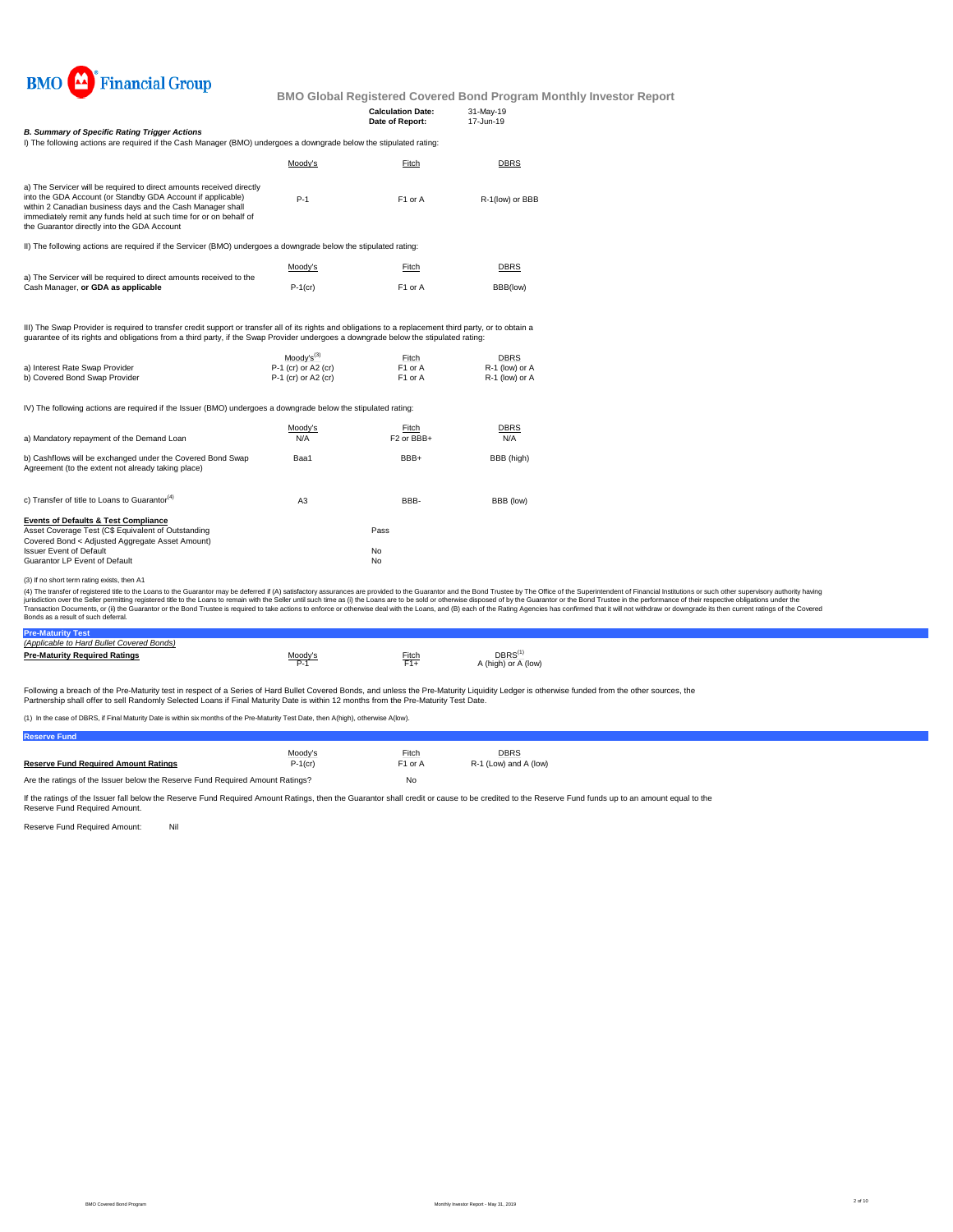**BMO Global Registered Covered Bond Program Monthly Investor Report**

| | |
|---|---|
| **Calculation Date:** | 31-May-19 |
| **Date of Report:** | 17-Jun-19 |

***B. Summary of Specific Rating Trigger Actions***

I) The following actions are required if the Cash Manager (BMO) undergoes a downgrade below the stipulated rating:

| | Moody's | Fitch | DBRS |
|---|---|---|---|
| a) The Servicer will be required to direct amounts received directly into the GDA Account (or Standby GDA Account if applicable) within 2 Canadian business days and the Cash Manager shall immediately remit any funds held at such time for or on behalf of the Guarantor directly into the GDA Account | P-1 | F1 or A | R-1(low) or BBB |

II) The following actions are required if the Servicer (BMO) undergoes a downgrade below the stipulated rating:

| | Moody's | Fitch | DBRS |
|---|---|---|---|
| a) The Servicer will be required to direct amounts received to the Cash Manager, **or GDA as applicable** | P-1(cr) | F1 or A | BBB(low) |

III) The Swap Provider is required to transfer credit support or transfer all of its rights and obligations to a replacement third party, or to obtain a guarantee of its rights and obligations from a third party, if the Swap Provider undergoes a downgrade below the stipulated rating:

| | Moody's(3) | Fitch | DBRS |
|---|---|---|---|
| a) Interest Rate Swap Provider | P-1 (cr) or A2 (cr) | F1 or A | R-1 (low) or A |
| b) Covered Bond Swap Provider | P-1 (cr) or A2 (cr) | F1 or A | R-1 (low) or A |

IV) The following actions are required if the Issuer (BMO) undergoes a downgrade below the stipulated rating:

| | Moody's | Fitch | DBRS |
|---|---|---|---|
| a) Mandatory repayment of the Demand Loan | N/A | F2 or BBB+ | N/A |
| b) Cashflows will be exchanged under the Covered Bond Swap Agreement (to the extent not already taking place) | Baa1 | BBB+ | BBB (high) |
| c) Transfer of title to Loans to Guarantor(4) | A3 | BBB- | BBB (low) |

**Events of Defaults & Test Compliance**

| | |
|---|---|
| Asset Coverage Test (C$ Equivalent of Outstanding Covered Bond < Adjusted Aggregate Asset Amount) | Pass |
| Issuer Event of Default | No |
| Guarantor LP Event of Default | No |

(3) If no short term rating exists, then A1

(4) The transfer of registered title to the Loans to the Guarantor may be deferred if (A) satisfactory assurances are provided to the Guarantor and the Bond Trustee by The Office of the Superintendent of Financial Institutions or such other supervisory authority having jurisdiction over the Seller permitting registered title to the Loans to remain with the Seller until such time as (i) the Loans are to be sold or otherwise disposed of by the Guarantor or the Bond Trustee in the performance of their respective obligations under the Transaction Documents, or (ii) the Guarantor or the Bond Trustee is required to take actions to enforce or otherwise deal with the Loans, and (B) each of the Rating Agencies has confirmed that it will not withdraw or downgrade its then current ratings of the Covered Bonds as a result of such deferral.

## Pre-Maturity Test

*(Applicable to Hard Bullet Covered Bonds)*

| **Pre-Maturity Required Ratings** | Moody's | Fitch | DBRS(1) |
|---|---|---|---|
| | P-1 | F1+ | A (high) or A (low) |

Following a breach of the Pre-Maturity test in respect of a Series of Hard Bullet Covered Bonds, and unless the Pre-Maturity Liquidity Ledger is otherwise funded from the other sources, the Partnership shall offer to sell Randomly Selected Loans if Final Maturity Date is within 12 months from the Pre-Maturity Test Date.

(1) In the case of DBRS, if Final Maturity Date is within six months of the Pre-Maturity Test Date, then A(high), otherwise A(low).

## Reserve Fund

| | Moody's | Fitch | DBRS |
|---|---|---|---|
| **Reserve Fund Required Amount Ratings** | P-1(cr) | F1 or A | R-1 (Low) and A (low) |
| Are the ratings of the Issuer below the Reserve Fund Required Amount Ratings? | | No | |

If the ratings of the Issuer fall below the Reserve Fund Required Amount Ratings, then the Guarantor shall credit or cause to be credited to the Reserve Fund funds up to an amount equal to the Reserve Fund Required Amount.

Reserve Fund Required Amount: Nil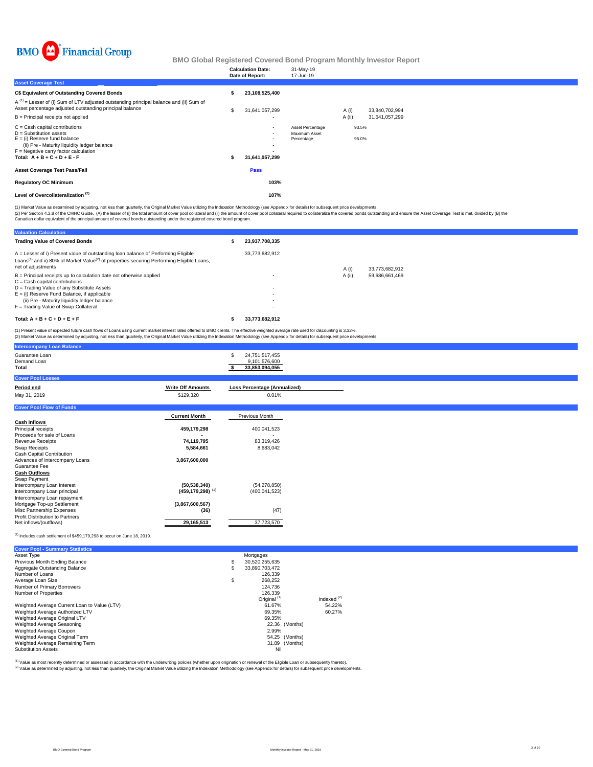BMO Financial Group

# BMO Global Registered Covered Bond Program Monthly Investor Report

| | |
|---|---|
| **Calculation Date:** | 31-May-19 |
| **Date of Report:** | 17-Jun-19 |

## Asset Coverage Test

| | | | | |
|---|---|---|---|---|
| **C$ Equivalent of Outstanding Covered Bonds** | **$ 23,108,525,400** | | | |
| A [1] = Lesser of (i) Sum of LTV adjusted outstanding principal balance and (ii) Sum of Asset percentage adjusted outstanding principal balance | $ 31,641,057,299 | | A (i) | 33,840,702,994 |
| B = Principal receipts not applied | - | | A (ii) | 31,641,057,299 |
| C = Cash capital contributions | - | Asset Percentage | 93.5% | |
| D = Substitution assets | - | Maximum Asset Percentage | 95.0% | |
| E = (i) Reserve fund balance | - | | | |
| (ii) Pre - Maturity liquidity ledger balance | - | | | |
| F = Negative carry factor calculation | - | | | |
| **Total: A + B + C + D + E - F** | **$ 31,641,057,299** | | | |
| **Asset Coverage Test Pass/Fail** | **Pass** | | | |
| **Regulatory OC Minimum** | **103%** | | | |
| **Level of Overcollateralization [2]** | **107%** | | | |

(1) Market Value as determined by adjusting, not less than quarterly, the Original Market Value utilizing the Indexation Methodology (see Appendix for details) for subsequent price developments.
(2) Per Section 4.3.8 of the CMHC Guide, (A) the lesser of (i) the total amount of cover pool collateral and (ii) the amount of cover pool collateral required to collateralize the covered bonds outstanding and ensure the Asset Coverage Test is met, divided by (B) the Canadian dollar equivalent of the principal amount of covered bonds outstanding under the registered covered bond program.

## Valuation Calculation

| | | | |
|---|---|---|---|
| **Trading Value of Covered Bonds** | **$ 23,937,708,335** | | |
| A = Lesser of i) Present value of outstanding loan balance of Performing Eligible Loans[1] and ii) 80% of Market Value[2] of properties securing Performing Eligible Loans, net of adjustments | 33,773,682,912 | A (i) | 33,773,682,912 |
| B = Principal receipts up to calculation date not otherwise applied | - | A (ii) | 59,686,661,469 |
| C = Cash capital contributions | - | | |
| D = Trading Value of any Substitute Assets | - | | |
| E = (i) Reserve Fund Balance, if applicable | - | | |
| (ii) Pre - Maturity liquidity ledger balance | - | | |
| F = Trading Value of Swap Collateral | - | | |
| **Total: A + B + C + D + E + F** | **$ 33,773,682,912** | | |

(1) Present value of expected future cash flows of Loans using current market interest rates offered to BMO clients. The effective weighted average rate used for discounting is 3.32%.
(2) Market Value as determined by adjusting, not less than quarterly, the Original Market Value utilizing the Indexation Methodology (see Appendix for details) for subsequent price developments.

## Intercompany Loan Balance

| | |
|---|---|
| Guarantee Loan | $ 24,751,517,455 |
| Demand Loan | 9,101,576,600 |
| **Total** | **$ 33,853,094,055** |

## Cover Pool Losses

| Period end | Write Off Amounts | Loss Percentage (Annualized) |
|---|---|---|
| May 31, 2019 | $129,320 | 0.01% |

## Cover Pool Flow of Funds

| | Current Month | Previous Month |
|---|---|---|
| **Cash Inflows** | | |
| Principal receipts | 459,179,298 | 400,041,523 |
| Proceeds for sale of Loans | - | - |
| Revenue Receipts | 74,119,795 | 83,319,426 |
| Swap Receipts | 5,584,661 | 8,683,042 |
| Cash Capital Contribution | | |
| Advances of Intercompany Loans | 3,867,600,000 | |
| Guarantee Fee | | |
| **Cash Outflows** | | |
| Swap Payment | | |
| Intercompany Loan interest | (50,538,340) | (54,278,850) |
| Intercompany Loan principal | (459,179,298) [1] | (400,041,523) |
| Intercompany Loan repayment | | |
| Mortgage Top-up Settlement | (3,867,600,567) | |
| Misc Partnership Expenses | (36) | (47) |
| Profit Distribution to Partners | | |
| Net inflows/(outflows) | 29,165,513 | 37,723,570 |

(1) Includes cash settlement of $459,179,298 to occur on June 18, 2019.

## Cover Pool - Summary Statistics

| | | |
|---|---|---|
| Asset Type | Mortgages | |
| Previous Month Ending Balance | $ 30,520,255,635 | |
| Aggregate Outstanding Balance | $ 33,890,703,472 | |
| Number of Loans | 126,339 | |
| Average Loan Size | $ 268,252 | |
| Number of Primary Borrowers | 124,736 | |
| Number of Properties | 126,339 | |
| | Original [1] | Indexed [2] |
| Weighted Average Current Loan to Value (LTV) | 61.67% | 54.22% |
| Weighted Average Authorized LTV | 69.35% | 60.27% |
| Weighted Average Original LTV | 69.35% | |
| Weighted Average Seasoning | 22.36 (Months) | |
| Weighted Average Coupon | 2.99% | |
| Weighted Average Original Term | 54.25 (Months) | |
| Weighted Average Remaining Term | 31.89 (Months) | |
| Substitution Assets | Nil | |

(1) Value as most recently determined or assessed in accordance with the underwriting policies (whether upon origination or renewal of the Eligible Loan or subsequently thereto).
(2) Value as determined by adjusting, not less than quarterly, the Original Market Value utilizing the Indexation Methodology (see Appendix for details) for subsequent price developments.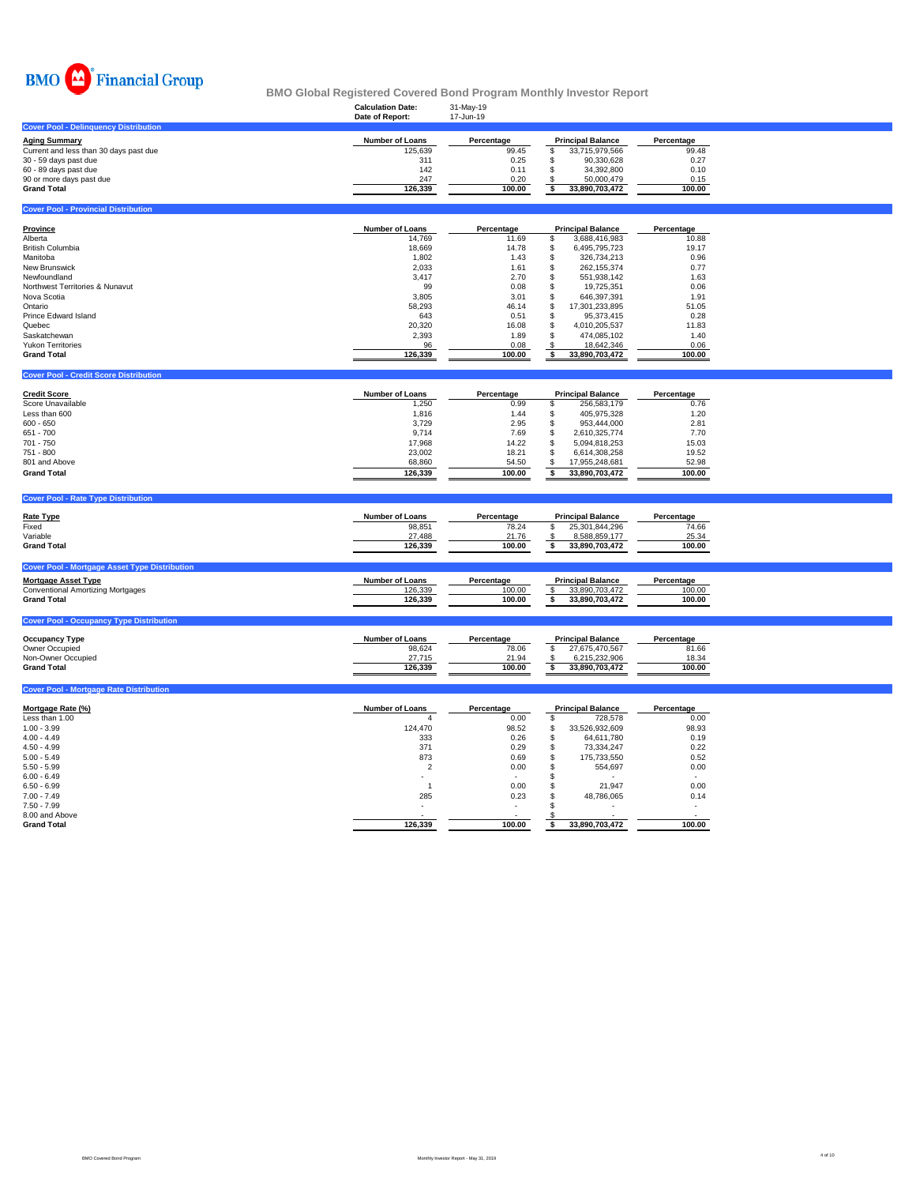BMO Financial Group

# BMO Global Registered Covered Bond Program Monthly Investor Report

**Calculation Date:** 31-May-19
**Date of Report:** 17-Jun-19

## Cover Pool - Delinquency Distribution

| Aging Summary | Number of Loans | Percentage | Principal Balance | Percentage |
|---|---|---|---|---|
| Current and less than 30 days past due | 125,639 | 99.45 | $ 33,715,979,566 | 99.48 |
| 30 - 59 days past due | 311 | 0.25 | $ 90,330,628 | 0.27 |
| 60 - 89 days past due | 142 | 0.11 | $ 34,392,800 | 0.10 |
| 90 or more days past due | 247 | 0.20 | $ 50,000,479 | 0.15 |
| **Grand Total** | **126,339** | **100.00** | **$ 33,890,703,472** | **100.00** |

## Cover Pool - Provincial Distribution

| Province | Number of Loans | Percentage | Principal Balance | Percentage |
|---|---|---|---|---|
| Alberta | 14,769 | 11.69 | $ 3,688,416,983 | 10.88 |
| British Columbia | 18,669 | 14.78 | $ 6,495,795,723 | 19.17 |
| Manitoba | 1,802 | 1.43 | $ 326,734,213 | 0.96 |
| New Brunswick | 2,033 | 1.61 | $ 262,155,374 | 0.77 |
| Newfoundland | 3,417 | 2.70 | $ 551,938,142 | 1.63 |
| Northwest Territories & Nunavut | 99 | 0.08 | $ 19,725,351 | 0.06 |
| Nova Scotia | 3,805 | 3.01 | $ 646,397,391 | 1.91 |
| Ontario | 58,293 | 46.14 | $ 17,301,233,895 | 51.05 |
| Prince Edward Island | 643 | 0.51 | $ 95,373,415 | 0.28 |
| Quebec | 20,320 | 16.08 | $ 4,010,205,537 | 11.83 |
| Saskatchewan | 2,393 | 1.89 | $ 474,085,102 | 1.40 |
| Yukon Territories | 96 | 0.08 | $ 18,642,346 | 0.06 |
| **Grand Total** | **126,339** | **100.00** | **$ 33,890,703,472** | **100.00** |

## Cover Pool - Credit Score Distribution

| Credit Score | Number of Loans | Percentage | Principal Balance | Percentage |
|---|---|---|---|---|
| Score Unavailable | 1,250 | 0.99 | $ 256,583,179 | 0.76 |
| Less than 600 | 1,816 | 1.44 | $ 405,975,328 | 1.20 |
| 600 - 650 | 3,729 | 2.95 | $ 953,444,000 | 2.81 |
| 651 - 700 | 9,714 | 7.69 | $ 2,610,325,774 | 7.70 |
| 701 - 750 | 17,968 | 14.22 | $ 5,094,818,253 | 15.03 |
| 751 - 800 | 23,002 | 18.21 | $ 6,614,308,258 | 19.52 |
| 801 and Above | 68,860 | 54.50 | $ 17,955,248,681 | 52.98 |
| **Grand Total** | **126,339** | **100.00** | **$ 33,890,703,472** | **100.00** |

## Cover Pool - Rate Type Distribution

| Rate Type | Number of Loans | Percentage | Principal Balance | Percentage |
|---|---|---|---|---|
| Fixed | 98,851 | 78.24 | $ 25,301,844,296 | 74.66 |
| Variable | 27,488 | 21.76 | $ 8,588,859,177 | 25.34 |
| **Grand Total** | **126,339** | **100.00** | **$ 33,890,703,472** | **100.00** |

## Cover Pool - Mortgage Asset Type Distribution

| Mortgage Asset Type | Number of Loans | Percentage | Principal Balance | Percentage |
|---|---|---|---|---|
| Conventional Amortizing Mortgages | 126,339 | 100.00 | $ 33,890,703,472 | 100.00 |
| **Grand Total** | **126,339** | **100.00** | **$ 33,890,703,472** | **100.00** |

## Cover Pool - Occupancy Type Distribution

| Occupancy Type | Number of Loans | Percentage | Principal Balance | Percentage |
|---|---|---|---|---|
| Owner Occupied | 98,624 | 78.06 | $ 27,675,470,567 | 81.66 |
| Non-Owner Occupied | 27,715 | 21.94 | $ 6,215,232,906 | 18.34 |
| **Grand Total** | **126,339** | **100.00** | **$ 33,890,703,472** | **100.00** |

## Cover Pool - Mortgage Rate Distribution

| Mortgage Rate (%) | Number of Loans | Percentage | Principal Balance | Percentage |
|---|---|---|---|---|
| Less than 1.00 | 4 | 0.00 | $ 728,578 | 0.00 |
| 1.00 - 3.99 | 124,470 | 98.52 | $ 33,526,932,609 | 98.93 |
| 4.00 - 4.49 | 333 | 0.26 | $ 64,611,780 | 0.19 |
| 4.50 - 4.99 | 371 | 0.29 | $ 73,334,247 | 0.22 |
| 5.00 - 5.49 | 873 | 0.69 | $ 175,733,550 | 0.52 |
| 5.50 - 5.99 | 2 | 0.00 | $ 554,697 | 0.00 |
| 6.00 - 6.49 | - | - | $ - | - |
| 6.50 - 6.99 | 1 | 0.00 | $ 21,947 | 0.00 |
| 7.00 - 7.49 | 285 | 0.23 | $ 48,786,065 | 0.14 |
| 7.50 - 7.99 | - | - | $ - | - |
| 8.00 and Above | - | - | $ - | - |
| **Grand Total** | **126,339** | **100.00** | **$ 33,890,703,472** | **100.00** |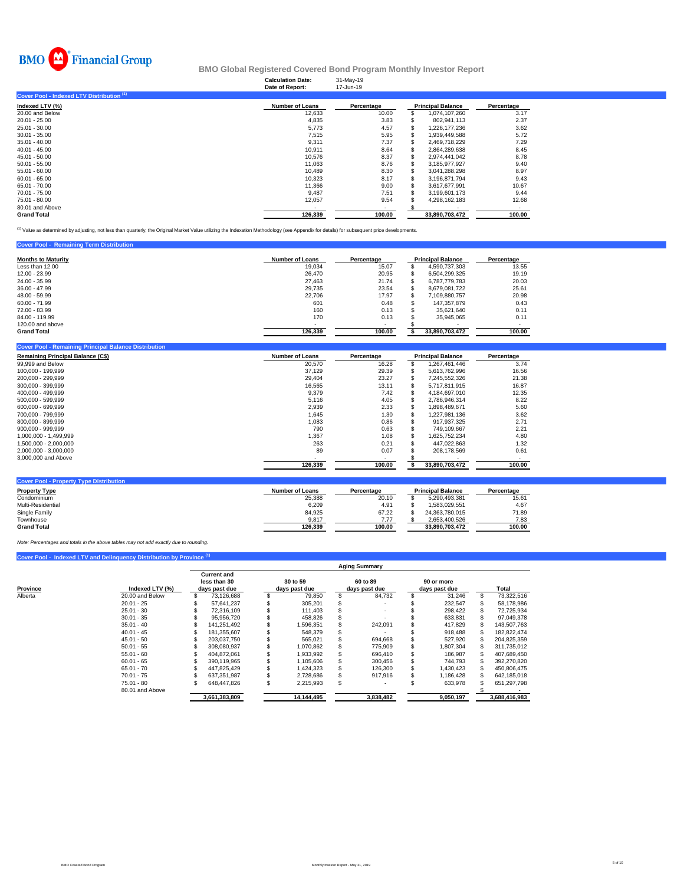BMO Financial Group

## BMO Global Registered Covered Bond Program Monthly Investor Report

**Calculation Date:** 31-May-19
**Date of Report:** 17-Jun-19

### Cover Pool - Indexed LTV Distribution [1]

| Indexed LTV (%) | Number of Loans | Percentage | Principal Balance | Percentage |
|---|---|---|---|---|
| 20.00 and Below | 12,633 | 10.00 | $ 1,074,107,260 | 3.17 |
| 20.01 - 25.00 | 4,835 | 3.83 | $ 802,941,113 | 2.37 |
| 25.01 - 30.00 | 5,773 | 4.57 | $ 1,226,177,236 | 3.62 |
| 30.01 - 35.00 | 7,515 | 5.95 | $ 1,939,449,588 | 5.72 |
| 35.01 - 40.00 | 9,311 | 7.37 | $ 2,469,718,229 | 7.29 |
| 40.01 - 45.00 | 10,911 | 8.64 | $ 2,864,289,638 | 8.45 |
| 45.01 - 50.00 | 10,576 | 8.37 | $ 2,974,441,042 | 8.78 |
| 50.01 - 55.00 | 11,063 | 8.76 | $ 3,185,977,927 | 9.40 |
| 55.01 - 60.00 | 10,489 | 8.30 | $ 3,041,288,298 | 8.97 |
| 60.01 - 65.00 | 10,323 | 8.17 | $ 3,196,871,794 | 9.43 |
| 65.01 - 70.00 | 11,366 | 9.00 | $ 3,617,677,991 | 10.67 |
| 70.01 - 75.00 | 9,487 | 7.51 | $ 3,199,601,173 | 9.44 |
| 75.01 - 80.00 | 12,057 | 9.54 | $ 4,298,162,183 | 12.68 |
| 80.01 and Above | - | - | $ - | - |
| **Grand Total** | **126,339** | **100.00** | **33,890,703,472** | **100.00** |

[1] Value as determined by adjusting, not less than quarterly, the Original Market Value utilizing the Indexation Methodology (see Appendix for details) for subsequent price developments.

### Cover Pool - Remaining Term Distribution

| Months to Maturity | Number of Loans | Percentage | Principal Balance | Percentage |
|---|---|---|---|---|
| Less than 12.00 | 19,034 | 15.07 | $ 4,590,737,303 | 13.55 |
| 12.00 - 23.99 | 26,470 | 20.95 | $ 6,504,299,325 | 19.19 |
| 24.00 - 35.99 | 27,463 | 21.74 | $ 6,787,779,783 | 20.03 |
| 36.00 - 47.99 | 29,735 | 23.54 | $ 8,679,081,722 | 25.61 |
| 48.00 - 59.99 | 22,706 | 17.97 | $ 7,109,880,757 | 20.98 |
| 60.00 - 71.99 | 601 | 0.48 | $ 147,357,879 | 0.43 |
| 72.00 - 83.99 | 160 | 0.13 | $ 35,621,640 | 0.11 |
| 84.00 - 119.99 | 170 | 0.13 | $ 35,945,065 | 0.11 |
| 120.00 and above | - | - | $ - | - |
| **Grand Total** | **126,339** | **100.00** | **$ 33,890,703,472** | **100.00** |

### Cover Pool - Remaining Principal Balance Distribution

| Remaining Principal Balance (C$) | Number of Loans | Percentage | Principal Balance | Percentage |
|---|---|---|---|---|
| 99,999 and Below | 20,570 | 16.28 | $ 1,267,461,446 | 3.74 |
| 100,000 - 199,999 | 37,129 | 29.39 | $ 5,613,762,996 | 16.56 |
| 200,000 - 299,999 | 29,404 | 23.27 | $ 7,245,552,326 | 21.38 |
| 300,000 - 399,999 | 16,565 | 13.11 | $ 5,717,811,915 | 16.87 |
| 400,000 - 499,999 | 9,379 | 7.42 | $ 4,184,697,010 | 12.35 |
| 500,000 - 599,999 | 5,116 | 4.05 | $ 2,786,946,314 | 8.22 |
| 600,000 - 699,999 | 2,939 | 2.33 | $ 1,898,489,671 | 5.60 |
| 700,000 - 799,999 | 1,645 | 1.30 | $ 1,227,981,136 | 3.62 |
| 800,000 - 899,999 | 1,083 | 0.86 | $ 917,937,325 | 2.71 |
| 900,000 - 999,999 | 790 | 0.63 | $ 749,109,667 | 2.21 |
| 1,000,000 - 1,499,999 | 1,367 | 1.08 | $ 1,625,752,234 | 4.80 |
| 1,500,000 - 2,000,000 | 263 | 0.21 | $ 447,022,863 | 1.32 |
| 2,000,000 - 3,000,000 | 89 | 0.07 | $ 208,178,569 | 0.61 |
| 3,000,000 and Above | - | - | $ - | - |
| | **126,339** | **100.00** | **$ 33,890,703,472** | **100.00** |

### Cover Pool - Property Type Distribution

| Property Type | Number of Loans | Percentage | Principal Balance | Percentage |
|---|---|---|---|---|
| Condominium | 25,388 | 20.10 | $ 5,290,493,381 | 15.61 |
| Multi-Residential | 6,209 | 4.91 | $ 1,583,029,551 | 4.67 |
| Single Family | 84,925 | 67.22 | $ 24,363,780,015 | 71.89 |
| Townhouse | 9,817 | 7.77 | $ 2,653,400,526 | 7.83 |
| **Grand Total** | **126,339** | **100.00** | **33,890,703,472** | **100.00** |

*Note: Percentages and totals in the above tables may not add exactly due to rounding.*

### Cover Pool - Indexed LTV and Delinquency Distribution by Province [1]

| | | Aging Summary | | | | |
|---|---|---|---|---|---|---|
| Province | Indexed LTV (%) | Current and less than 30 days past due | 30 to 59 days past due | 60 to 89 days past due | 90 or more days past due | Total |
| Alberta | 20.00 and Below | $ 73,126,688 | $ 79,850 | $ 84,732 | $ 31,246 | $ 73,322,516 |
| | 20.01 - 25 | $ 57,641,237 | $ 305,201 | $ - | $ 232,547 | $ 58,178,986 |
| | 25.01 - 30 | $ 72,316,109 | $ 111,403 | $ - | $ 298,422 | $ 72,725,934 |
| | 30.01 - 35 | $ 95,956,720 | $ 458,826 | $ - | $ 633,831 | $ 97,049,378 |
| | 35.01 - 40 | $ 141,251,492 | $ 1,596,351 | $ 242,091 | $ 417,829 | $ 143,507,763 |
| | 40.01 - 45 | $ 181,355,607 | $ 548,379 | $ - | $ 918,488 | $ 182,822,474 |
| | 45.01 - 50 | $ 203,037,750 | $ 565,021 | $ 694,668 | $ 527,920 | $ 204,825,359 |
| | 50.01 - 55 | $ 308,080,937 | $ 1,070,862 | $ 775,909 | $ 1,807,304 | $ 311,735,012 |
| | 55.01 - 60 | $ 404,872,061 | $ 1,933,992 | $ 696,410 | $ 186,987 | $ 407,689,450 |
| | 60.01 - 65 | $ 390,119,965 | $ 1,105,606 | $ 300,456 | $ 744,793 | $ 392,270,820 |
| | 65.01 - 70 | $ 447,825,429 | $ 1,424,323 | $ 126,300 | $ 1,430,423 | $ 450,806,475 |
| | 70.01 - 75 | $ 637,351,987 | $ 2,728,686 | $ 917,916 | $ 1,186,428 | $ 642,185,018 |
| | 75.01 - 80 | $ 648,447,826 | $ 2,215,993 | $ - | $ 633,978 | $ 651,297,798 |
| | 80.01 and Above | | | | | $ - |
| | | **3,661,383,809** | **14,144,495** | **3,838,482** | **9,050,197** | **3,688,416,983** |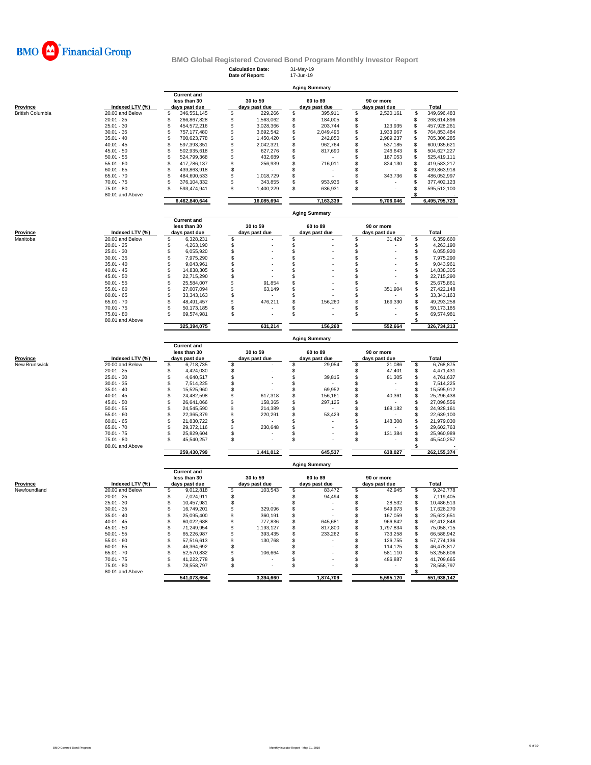BMO Financial Group

## BMO Global Registered Covered Bond Program Monthly Investor Report

**Calculation Date:** 31-May-19
**Date of Report:** 17-Jun-19

### Aging Summary

| Province | Indexed LTV (%) | Current and less than 30 days past due | 30 to 59 days past due | 60 to 89 days past due | 90 or more days past due | Total |
|---|---|---|---|---|---|---|
| British Columbia | 20.00 and Below | $ 346,551,145 | $ 229,266 | $ 395,911 | $ 2,520,161 | $ 349,696,483 |
| | 20.01 - 25 | $ 266,867,828 | $ 1,563,062 | $ 184,005 | $ - | $ 268,614,896 |
| | 25.01 - 30 | $ 454,572,216 | $ 3,028,366 | $ 203,744 | $ 123,935 | $ 457,928,261 |
| | 30.01 - 35 | $ 757,177,480 | $ 3,692,542 | $ 2,049,495 | $ 1,933,967 | $ 764,853,484 |
| | 35.01 - 40 | $ 700,623,778 | $ 1,450,420 | $ 242,850 | $ 2,989,237 | $ 705,306,285 |
| | 40.01 - 45 | $ 597,393,351 | $ 2,042,321 | $ 962,764 | $ 537,185 | $ 600,935,621 |
| | 45.01 - 50 | $ 502,935,618 | $ 627,276 | $ 817,690 | $ 246,643 | $ 504,627,227 |
| | 50.01 - 55 | $ 524,799,368 | $ 432,689 | $ - | $ 187,053 | $ 525,419,111 |
| | 55.01 - 60 | $ 417,786,137 | $ 256,939 | $ 716,011 | $ 824,130 | $ 419,583,217 |
| | 60.01 - 65 | $ 439,863,918 | $ - | $ - | $ - | $ 439,863,918 |
| | 65.01 - 70 | $ 484,690,533 | $ 1,018,729 | $ - | $ 343,736 | $ 486,052,997 |
| | 70.01 - 75 | $ 376,104,332 | $ 343,855 | $ 953,936 | $ - | $ 377,402,123 |
| | 75.01 - 80 | $ 593,474,941 | $ 1,400,229 | $ 636,931 | $ - | $ 595,512,100 |
| | 80.01 and Above | | | | | $ - |
| | | 6,462,840,644 | 16,085,694 | 7,163,339 | 9,706,046 | 6,495,795,723 |

### Aging Summary

| Province | Indexed LTV (%) | Current and less than 30 days past due | 30 to 59 days past due | 60 to 89 days past due | 90 or more days past due | Total |
|---|---|---|---|---|---|---|
| Manitoba | 20.00 and Below | $ 6,328,231 | $ - | $ - | $ 31,429 | $ 6,359,660 |
| | 20.01 - 25 | $ 4,263,190 | $ - | $ - | $ - | $ 4,263,190 |
| | 25.01 - 30 | $ 6,055,920 | $ - | $ - | $ - | $ 6,055,920 |
| | 30.01 - 35 | $ 7,975,290 | $ - | $ - | $ - | $ 7,975,290 |
| | 35.01 - 40 | $ 9,043,961 | $ - | $ - | $ - | $ 9,043,961 |
| | 40.01 - 45 | $ 14,838,305 | $ - | $ - | $ - | $ 14,838,305 |
| | 45.01 - 50 | $ 22,715,290 | $ - | $ - | $ - | $ 22,715,290 |
| | 50.01 - 55 | $ 25,584,007 | $ 91,854 | $ - | $ - | $ 25,675,861 |
| | 55.01 - 60 | $ 27,007,094 | $ 63,149 | $ - | $ 351,904 | $ 27,422,148 |
| | 60.01 - 65 | $ 33,343,163 | $ - | $ - | $ - | $ 33,343,163 |
| | 65.01 - 70 | $ 48,491,457 | $ 476,211 | $ 156,260 | $ 169,330 | $ 49,293,258 |
| | 70.01 - 75 | $ 50,173,185 | $ - | $ - | $ - | $ 50,173,185 |
| | 75.01 - 80 | $ 69,574,981 | $ - | $ - | $ - | $ 69,574,981 |
| | 80.01 and Above | | | | | $ - |
| | | 325,394,075 | 631,214 | 156,260 | 552,664 | 326,734,213 |

### Aging Summary

| Province | Indexed LTV (%) | Current and less than 30 days past due | 30 to 59 days past due | 60 to 89 days past due | 90 or more days past due | Total |
|---|---|---|---|---|---|---|
| New Brunswick | 20.00 and Below | $ 6,718,735 | $ - | $ 29,054 | $ 21,086 | $ 6,768,875 |
| | 20.01 - 25 | $ 4,424,030 | $ - | $ - | $ 47,401 | $ 4,471,431 |
| | 25.01 - 30 | $ 4,640,517 | $ - | $ 39,815 | $ 81,305 | $ 4,761,637 |
| | 30.01 - 35 | $ 7,514,225 | $ - | $ - | $ - | $ 7,514,225 |
| | 35.01 - 40 | $ 15,525,960 | $ - | $ 69,952 | $ - | $ 15,595,912 |
| | 40.01 - 45 | $ 24,482,598 | $ 617,318 | $ 156,161 | $ 40,361 | $ 25,296,438 |
| | 45.01 - 50 | $ 26,641,066 | $ 158,365 | $ 297,125 | $ - | $ 27,096,556 |
| | 50.01 - 55 | $ 24,545,590 | $ 214,389 | $ - | $ 168,182 | $ 24,928,161 |
| | 55.01 - 60 | $ 22,365,379 | $ 220,291 | $ 53,429 | $ - | $ 22,639,100 |
| | 60.01 - 65 | $ 21,830,722 | $ - | $ - | $ 148,308 | $ 21,979,030 |
| | 65.01 - 70 | $ 29,372,116 | $ 230,648 | $ - | $ - | $ 29,602,763 |
| | 70.01 - 75 | $ 25,829,604 | $ - | $ - | $ 131,384 | $ 25,960,989 |
| | 75.01 - 80 | $ 45,540,257 | $ - | $ - | $ - | $ 45,540,257 |
| | 80.01 and Above | | | | | $ - |
| | | 259,430,799 | 1,441,012 | 645,537 | 638,027 | 262,155,374 |

### Aging Summary

| Province | Indexed LTV (%) | Current and less than 30 days past due | 30 to 59 days past due | 60 to 89 days past due | 90 or more days past due | Total |
|---|---|---|---|---|---|---|
| Newfoundland | 20.00 and Below | $ 9,012,818 | $ 103,543 | $ 83,472 | $ 42,945 | $ 9,242,778 |
| | 20.01 - 25 | $ 7,024,911 | $ - | $ 94,494 | $ - | $ 7,119,405 |
| | 25.01 - 30 | $ 10,457,981 | $ - | $ - | $ 28,532 | $ 10,486,513 |
| | 30.01 - 35 | $ 16,749,201 | $ 329,096 | $ - | $ 549,973 | $ 17,628,270 |
| | 35.01 - 40 | $ 25,095,400 | $ 360,191 | $ - | $ 167,059 | $ 25,622,651 |
| | 40.01 - 45 | $ 60,022,688 | $ 777,836 | $ 645,681 | $ 966,642 | $ 62,412,848 |
| | 45.01 - 50 | $ 71,249,954 | $ 1,193,127 | $ 817,800 | $ 1,797,834 | $ 75,058,715 |
| | 50.01 - 55 | $ 65,226,987 | $ 393,435 | $ 233,262 | $ 733,258 | $ 66,586,942 |
| | 55.01 - 60 | $ 57,516,613 | $ 130,768 | $ - | $ 126,755 | $ 57,774,136 |
| | 60.01 - 65 | $ 46,364,692 | $ - | $ - | $ 114,125 | $ 46,478,817 |
| | 65.01 - 70 | $ 52,570,832 | $ 106,664 | $ - | $ 581,110 | $ 53,258,606 |
| | 70.01 - 75 | $ 41,222,778 | $ - | $ - | $ 486,887 | $ 41,709,665 |
| | 75.01 - 80 | $ 78,558,797 | $ - | $ - | $ - | $ 78,558,797 |
| | 80.01 and Above | | | | | $ - |
| | | 541,073,654 | 3,394,660 | 1,874,709 | 5,595,120 | 551,938,142 |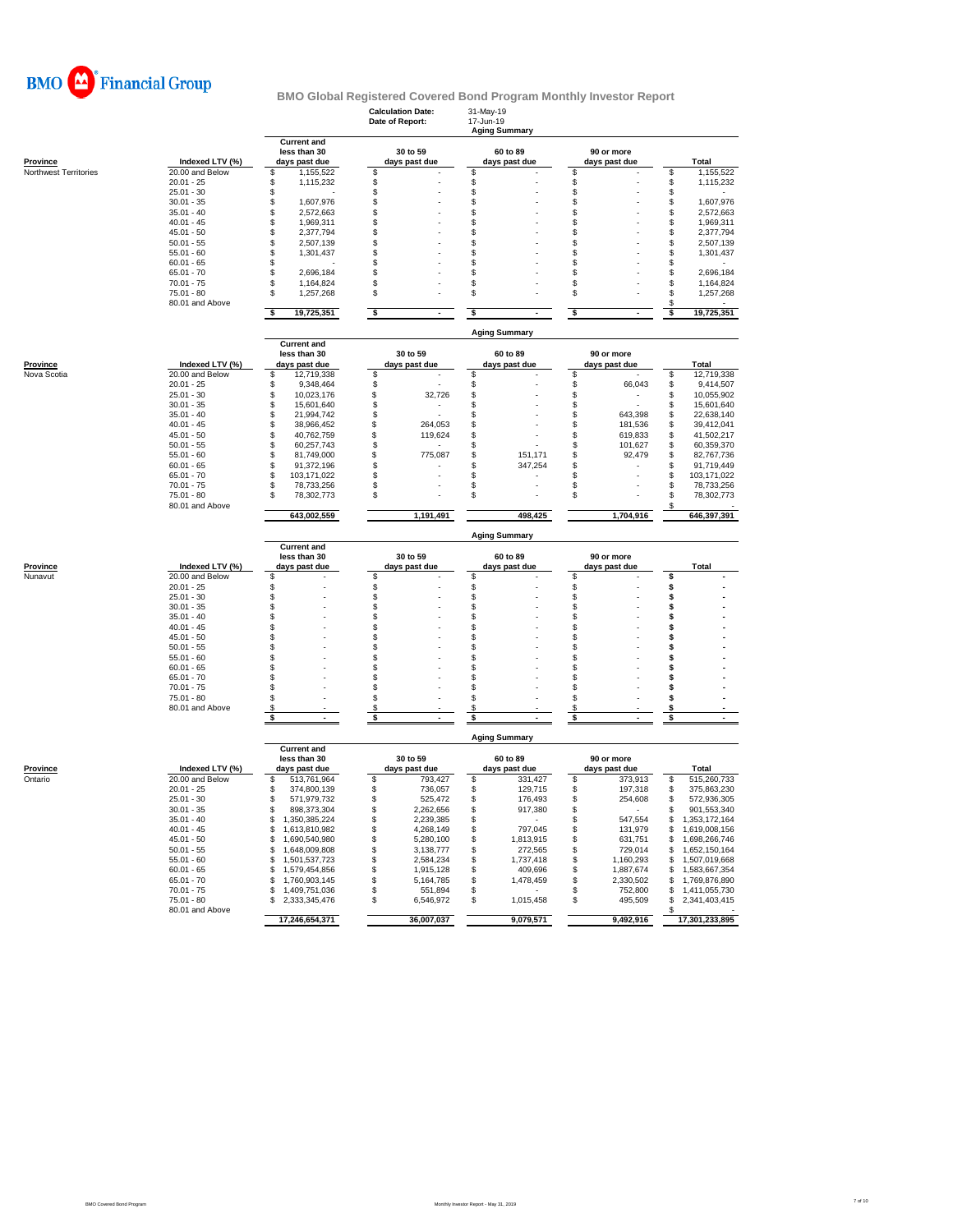**BMO Financial Group**

# BMO Global Registered Covered Bond Program Monthly Investor Report

**Calculation Date:** 31-May-19
**Date of Report:** 17-Jun-19

## Aging Summary

| Province | Indexed LTV (%) | Current and less than 30 days past due | 30 to 59 days past due | 60 to 89 days past due | 90 or more days past due | Total |
|---|---|---|---|---|---|---|
| Northwest Territories | 20.00 and Below | $ 1,155,522 | $ - | $ - | $ - | $ 1,155,522 |
| | 20.01 - 25 | $ 1,115,232 | $ - | $ - | $ - | $ 1,115,232 |
| | 25.01 - 30 | $ - | $ - | $ - | $ - | $ - |
| | 30.01 - 35 | $ 1,607,976 | $ - | $ - | $ - | $ 1,607,976 |
| | 35.01 - 40 | $ 2,572,663 | $ - | $ - | $ - | $ 2,572,663 |
| | 40.01 - 45 | $ 1,969,311 | $ - | $ - | $ - | $ 1,969,311 |
| | 45.01 - 50 | $ 2,377,794 | $ - | $ - | $ - | $ 2,377,794 |
| | 50.01 - 55 | $ 2,507,139 | $ - | $ - | $ - | $ 2,507,139 |
| | 55.01 - 60 | $ 1,301,437 | $ - | $ - | $ - | $ 1,301,437 |
| | 60.01 - 65 | $ - | $ - | $ - | $ - | $ - |
| | 65.01 - 70 | $ 2,696,184 | $ - | $ - | $ - | $ 2,696,184 |
| | 70.01 - 75 | $ 1,164,824 | $ - | $ - | $ - | $ 1,164,824 |
| | 75.01 - 80 | $ 1,257,268 | $ - | $ - | $ - | $ 1,257,268 |
| | 80.01 and Above | | | | | $ - |
| | | $ 19,725,351 | $ - | $ - | $ - | $ 19,725,351 |

## Aging Summary

| Province | Indexed LTV (%) | Current and less than 30 days past due | 30 to 59 days past due | 60 to 89 days past due | 90 or more days past due | Total |
|---|---|---|---|---|---|---|
| Nova Scotia | 20.00 and Below | $ 12,719,338 | $ - | $ - | $ - | $ 12,719,338 |
| | 20.01 - 25 | $ 9,348,464 | $ - | $ - | $ 66,043 | $ 9,414,507 |
| | 25.01 - 30 | $ 10,023,176 | $ 32,726 | $ - | $ - | $ 10,055,902 |
| | 30.01 - 35 | $ 15,601,640 | $ - | $ - | $ - | $ 15,601,640 |
| | 35.01 - 40 | $ 21,994,742 | $ - | $ - | $ 643,398 | $ 22,638,140 |
| | 40.01 - 45 | $ 38,966,452 | $ 264,053 | $ - | $ 181,536 | $ 39,412,041 |
| | 45.01 - 50 | $ 40,762,759 | $ 119,624 | $ - | $ 619,833 | $ 41,502,217 |
| | 50.01 - 55 | $ 60,257,743 | $ - | $ - | $ 101,627 | $ 60,359,370 |
| | 55.01 - 60 | $ 81,749,000 | $ 775,087 | $ 151,171 | $ 92,479 | $ 82,767,736 |
| | 60.01 - 65 | $ 91,372,196 | $ - | $ 347,254 | $ - | $ 91,719,449 |
| | 65.01 - 70 | $ 103,171,022 | $ - | $ - | $ - | $ 103,171,022 |
| | 70.01 - 75 | $ 78,733,256 | $ - | $ - | $ - | $ 78,733,256 |
| | 75.01 - 80 | $ 78,302,773 | $ - | $ - | $ - | $ 78,302,773 |
| | 80.01 and Above | | | | | $ - |
| | | 643,002,559 | 1,191,491 | 498,425 | 1,704,916 | 646,397,391 |

## Aging Summary

| Province | Indexed LTV (%) | Current and less than 30 days past due | 30 to 59 days past due | 60 to 89 days past due | 90 or more days past due | Total |
|---|---|---|---|---|---|---|
| Nunavut | 20.00 and Below | $ - | $ - | $ - | $ - | $ - |
| | 20.01 - 25 | $ - | $ - | $ - | $ - | $ - |
| | 25.01 - 30 | $ - | $ - | $ - | $ - | $ - |
| | 30.01 - 35 | $ - | $ - | $ - | $ - | $ - |
| | 35.01 - 40 | $ - | $ - | $ - | $ - | $ - |
| | 40.01 - 45 | $ - | $ - | $ - | $ - | $ - |
| | 45.01 - 50 | $ - | $ - | $ - | $ - | $ - |
| | 50.01 - 55 | $ - | $ - | $ - | $ - | $ - |
| | 55.01 - 60 | $ - | $ - | $ - | $ - | $ - |
| | 60.01 - 65 | $ - | $ - | $ - | $ - | $ - |
| | 65.01 - 70 | $ - | $ - | $ - | $ - | $ - |
| | 70.01 - 75 | $ - | $ - | $ - | $ - | $ - |
| | 75.01 - 80 | $ - | $ - | $ - | $ - | $ - |
| | 80.01 and Above | $ - | $ - | $ - | $ - | $ - |
| | | $ - | $ - | $ - | $ - | $ - |

## Aging Summary

| Province | Indexed LTV (%) | Current and less than 30 days past due | 30 to 59 days past due | 60 to 89 days past due | 90 or more days past due | Total |
|---|---|---|---|---|---|---|
| Ontario | 20.00 and Below | $ 513,761,964 | $ 793,427 | $ 331,427 | $ 373,913 | $ 515,260,733 |
| | 20.01 - 25 | $ 374,800,139 | $ 736,057 | $ 129,715 | $ 197,318 | $ 375,863,230 |
| | 25.01 - 30 | $ 571,979,732 | $ 525,472 | $ 176,493 | $ 254,608 | $ 572,936,305 |
| | 30.01 - 35 | $ 898,373,304 | $ 2,262,656 | $ 917,380 | $ - | $ 901,553,340 |
| | 35.01 - 40 | $ 1,350,385,224 | $ 2,239,385 | $ - | $ 547,554 | $ 1,353,172,164 |
| | 40.01 - 45 | $ 1,613,810,982 | $ 4,268,149 | $ 797,045 | $ 131,979 | $ 1,619,008,156 |
| | 45.01 - 50 | $ 1,690,540,980 | $ 5,280,100 | $ 1,813,915 | $ 631,751 | $ 1,698,266,746 |
| | 50.01 - 55 | $ 1,648,009,808 | $ 3,138,777 | $ 272,565 | $ 729,014 | $ 1,652,150,164 |
| | 55.01 - 60 | $ 1,501,537,723 | $ 2,584,234 | $ 1,737,418 | $ 1,160,293 | $ 1,507,019,668 |
| | 60.01 - 65 | $ 1,579,454,856 | $ 1,915,128 | $ 409,696 | $ 1,887,674 | $ 1,583,667,354 |
| | 65.01 - 70 | $ 1,760,903,145 | $ 5,164,785 | $ 1,478,459 | $ 2,330,502 | $ 1,769,876,890 |
| | 70.01 - 75 | $ 1,409,751,036 | $ 551,894 | $ - | $ 752,800 | $ 1,411,055,730 |
| | 75.01 - 80 | $ 2,333,345,476 | $ 6,546,972 | $ 1,015,458 | $ 495,509 | $ 2,341,403,415 |
| | 80.01 and Above | | | | | $ - |
| | | 17,246,654,371 | 36,007,037 | 9,079,571 | 9,492,916 | 17,301,233,895 |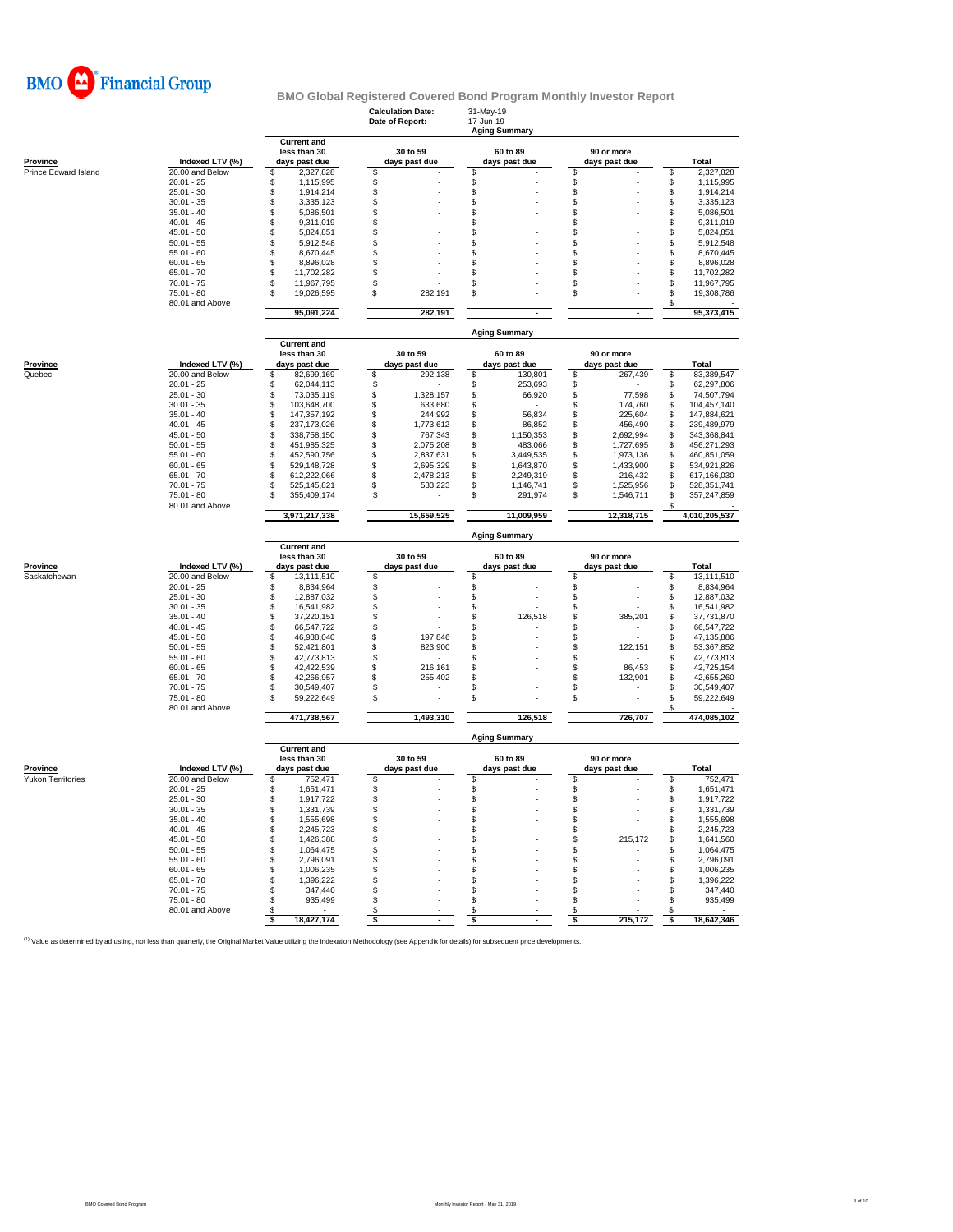# BMO Financial Group

## BMO Global Registered Covered Bond Program Monthly Investor Report

**Calculation Date:** 31-May-19
**Date of Report:** 17-Jun-19

### Aging Summary

| Province | Indexed LTV (%) | Current and less than 30 days past due | 30 to 59 days past due | 60 to 89 days past due | 90 or more days past due | Total |
|---|---|---|---|---|---|---|
| Prince Edward Island | 20.00 and Below | $ 2,327,828 | $ - | $ - | $ - | $ 2,327,828 |
| | 20.01 - 25 | $ 1,115,995 | $ - | $ - | $ - | $ 1,115,995 |
| | 25.01 - 30 | $ 1,914,214 | $ - | $ - | $ - | $ 1,914,214 |
| | 30.01 - 35 | $ 3,335,123 | $ - | $ - | $ - | $ 3,335,123 |
| | 35.01 - 40 | $ 5,086,501 | $ - | $ - | $ - | $ 5,086,501 |
| | 40.01 - 45 | $ 9,311,019 | $ - | $ - | $ - | $ 9,311,019 |
| | 45.01 - 50 | $ 5,824,851 | $ - | $ - | $ - | $ 5,824,851 |
| | 50.01 - 55 | $ 5,912,548 | $ - | $ - | $ - | $ 5,912,548 |
| | 55.01 - 60 | $ 8,670,445 | $ - | $ - | $ - | $ 8,670,445 |
| | 60.01 - 65 | $ 8,896,028 | $ - | $ - | $ - | $ 8,896,028 |
| | 65.01 - 70 | $ 11,702,282 | $ - | $ - | $ - | $ 11,702,282 |
| | 70.01 - 75 | $ 11,967,795 | $ - | $ - | $ - | $ 11,967,795 |
| | 75.01 - 80 | $ 19,026,595 | $ 282,191 | $ - | $ - | $ 19,308,786 |
| | 80.01 and Above | | | | | $ - |
| | | 95,091,224 | 282,191 | - | - | 95,373,415 |

### Aging Summary

| Province | Indexed LTV (%) | Current and less than 30 days past due | 30 to 59 days past due | 60 to 89 days past due | 90 or more days past due | Total |
|---|---|---|---|---|---|---|
| Quebec | 20.00 and Below | $ 82,699,169 | $ 292,138 | $ 130,801 | $ 267,439 | $ 83,389,547 |
| | 20.01 - 25 | $ 62,044,113 | $ - | $ 253,693 | $ - | $ 62,297,806 |
| | 25.01 - 30 | $ 73,035,119 | $ 1,328,157 | $ 66,920 | $ 77,598 | $ 74,507,794 |
| | 30.01 - 35 | $ 103,648,700 | $ 633,680 | $ - | $ 174,760 | $ 104,457,140 |
| | 35.01 - 40 | $ 147,357,192 | $ 244,992 | $ 56,834 | $ 225,604 | $ 147,884,621 |
| | 40.01 - 45 | $ 237,173,026 | $ 1,773,612 | $ 86,852 | $ 456,490 | $ 239,489,979 |
| | 45.01 - 50 | $ 338,758,150 | $ 767,343 | $ 1,150,353 | $ 2,692,994 | $ 343,368,841 |
| | 50.01 - 55 | $ 451,985,325 | $ 2,075,208 | $ 483,066 | $ 1,727,695 | $ 456,271,293 |
| | 55.01 - 60 | $ 452,590,756 | $ 2,837,631 | $ 3,449,535 | $ 1,973,136 | $ 460,851,059 |
| | 60.01 - 65 | $ 529,148,728 | $ 2,695,329 | $ 1,643,870 | $ 1,433,900 | $ 534,921,826 |
| | 65.01 - 70 | $ 612,222,066 | $ 2,478,213 | $ 2,249,319 | $ 216,432 | $ 617,166,030 |
| | 70.01 - 75 | $ 525,145,821 | $ 533,223 | $ 1,146,741 | $ 1,525,956 | $ 528,351,741 |
| | 75.01 - 80 | $ 355,409,174 | $ - | $ 291,974 | $ 1,546,711 | $ 357,247,859 |
| | 80.01 and Above | | | | | $ - |
| | | 3,971,217,338 | 15,659,525 | 11,009,959 | 12,318,715 | 4,010,205,537 |

### Aging Summary

| Province | Indexed LTV (%) | Current and less than 30 days past due | 30 to 59 days past due | 60 to 89 days past due | 90 or more days past due | Total |
|---|---|---|---|---|---|---|
| Saskatchewan | 20.00 and Below | $ 13,111,510 | $ - | $ - | $ - | $ 13,111,510 |
| | 20.01 - 25 | $ 8,834,964 | $ - | $ - | $ - | $ 8,834,964 |
| | 25.01 - 30 | $ 12,887,032 | $ - | $ - | $ - | $ 12,887,032 |
| | 30.01 - 35 | $ 16,541,982 | $ - | $ - | $ - | $ 16,541,982 |
| | 35.01 - 40 | $ 37,220,151 | $ - | $ 126,518 | $ 385,201 | $ 37,731,870 |
| | 40.01 - 45 | $ 66,547,722 | $ - | $ - | $ - | $ 66,547,722 |
| | 45.01 - 50 | $ 46,938,040 | $ 197,846 | $ - | $ - | $ 47,135,886 |
| | 50.01 - 55 | $ 52,421,801 | $ 823,900 | $ - | $ 122,151 | $ 53,367,852 |
| | 55.01 - 60 | $ 42,773,813 | $ - | $ - | $ - | $ 42,773,813 |
| | 60.01 - 65 | $ 42,422,539 | $ 216,161 | $ - | $ 86,453 | $ 42,725,154 |
| | 65.01 - 70 | $ 42,266,957 | $ 255,402 | $ - | $ 132,901 | $ 42,655,260 |
| | 70.01 - 75 | $ 30,549,407 | $ - | $ - | $ - | $ 30,549,407 |
| | 75.01 - 80 | $ 59,222,649 | $ - | $ - | $ - | $ 59,222,649 |
| | 80.01 and Above | | | | | $ - |
| | | 471,738,567 | 1,493,310 | 126,518 | 726,707 | 474,085,102 |

### Aging Summary

| Province | Indexed LTV (%) | Current and less than 30 days past due | 30 to 59 days past due | 60 to 89 days past due | 90 or more days past due | Total |
|---|---|---|---|---|---|---|
| Yukon Territories | 20.00 and Below | $ 752,471 | $ - | $ - | $ - | $ 752,471 |
| | 20.01 - 25 | $ 1,651,471 | $ - | $ - | $ - | $ 1,651,471 |
| | 25.01 - 30 | $ 1,917,722 | $ - | $ - | $ - | $ 1,917,722 |
| | 30.01 - 35 | $ 1,331,739 | $ - | $ - | $ - | $ 1,331,739 |
| | 35.01 - 40 | $ 1,555,698 | $ - | $ - | $ - | $ 1,555,698 |
| | 40.01 - 45 | $ 2,245,723 | $ - | $ - | $ - | $ 2,245,723 |
| | 45.01 - 50 | $ 1,426,388 | $ - | $ - | $ 215,172 | $ 1,641,560 |
| | 50.01 - 55 | $ 1,064,475 | $ - | $ - | $ - | $ 1,064,475 |
| | 55.01 - 60 | $ 2,796,091 | $ - | $ - | $ - | $ 2,796,091 |
| | 60.01 - 65 | $ 1,006,235 | $ - | $ - | $ - | $ 1,006,235 |
| | 65.01 - 70 | $ 1,396,222 | $ - | $ - | $ - | $ 1,396,222 |
| | 70.01 - 75 | $ 347,440 | $ - | $ - | $ - | $ 347,440 |
| | 75.01 - 80 | $ 935,499 | $ - | $ - | $ - | $ 935,499 |
| | 80.01 and Above | $ - | $ - | $ - | $ - | $ - |
| | | $ 18,427,174 | $ - | $ - | $ 215,172 | $ 18,642,346 |

[1] Value as determined by adjusting, not less than quarterly, the Original Market Value utilizing the Indexation Methodology (see Appendix for details) for subsequent price developments.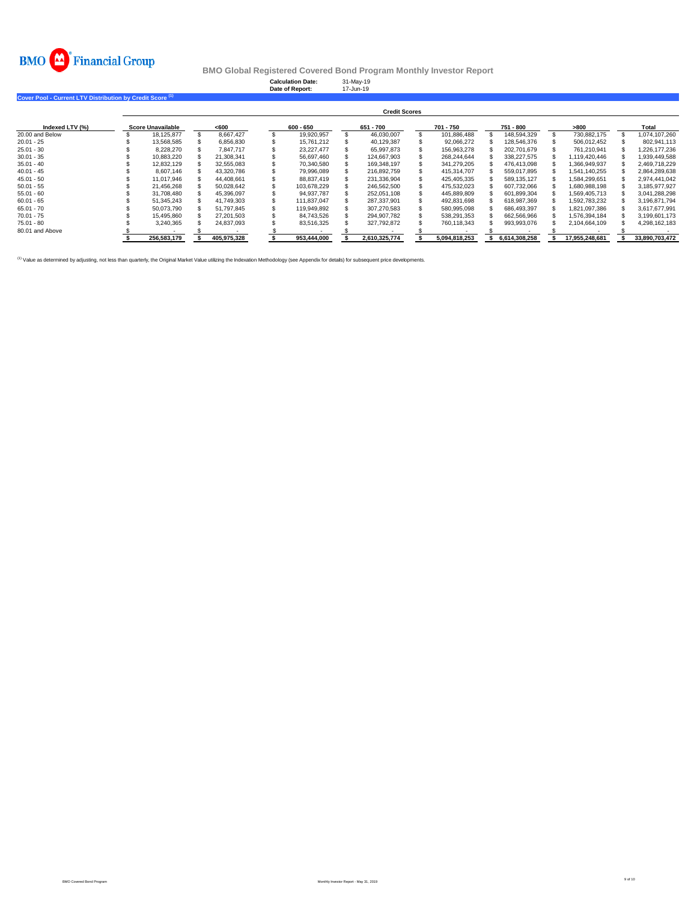# BMO Global Registered Covered Bond Program Monthly Investor Report

**Calculation Date:** 31-May-19
**Date of Report:** 17-Jun-19

## Cover Pool - Current LTV Distribution by Credit Score [1]

| | Credit Scores | | | | | | | |
|---|---|---|---|---|---|---|---|---|
| **Indexed LTV (%)** | **Score Unavailable** | **<600** | **600 - 650** | **651 - 700** | **701 - 750** | **751 - 800** | **>800** | **Total** |
| 20.00 and Below | $ 18,125,877 | $ 8,667,427 | $ 19,920,957 | $ 46,030,007 | $ 101,886,488 | $ 148,594,329 | $ 730,882,175 | $ 1,074,107,260 |
| 20.01 - 25 | $ 13,568,585 | $ 6,856,830 | $ 15,761,212 | $ 40,129,387 | $ 92,066,272 | $ 128,546,376 | $ 506,012,452 | $ 802,941,113 |
| 25.01 - 30 | $ 8,228,270 | $ 7,847,717 | $ 23,227,477 | $ 65,997,873 | $ 156,963,278 | $ 202,701,679 | $ 761,210,941 | $ 1,226,177,236 |
| 30.01 - 35 | $ 10,883,220 | $ 21,308,341 | $ 56,697,460 | $ 124,667,903 | $ 268,244,644 | $ 338,227,575 | $ 1,119,420,446 | $ 1,939,449,588 |
| 35.01 - 40 | $ 12,832,129 | $ 32,555,083 | $ 70,340,580 | $ 169,348,197 | $ 341,279,205 | $ 476,413,098 | $ 1,366,949,937 | $ 2,469,718,229 |
| 40.01 - 45 | $ 8,607,146 | $ 43,320,786 | $ 79,996,089 | $ 216,892,759 | $ 415,314,707 | $ 559,017,895 | $ 1,541,140,255 | $ 2,864,289,638 |
| 45.01 - 50 | $ 11,017,946 | $ 44,408,661 | $ 88,837,419 | $ 231,336,904 | $ 425,405,335 | $ 589,135,127 | $ 1,584,299,651 | $ 2,974,441,042 |
| 50.01 - 55 | $ 21,456,268 | $ 50,028,642 | $ 103,678,229 | $ 246,562,500 | $ 475,532,023 | $ 607,732,066 | $ 1,680,988,198 | $ 3,185,977,927 |
| 55.01 - 60 | $ 31,708,480 | $ 45,396,097 | $ 94,937,787 | $ 252,051,108 | $ 445,889,809 | $ 601,899,304 | $ 1,569,405,713 | $ 3,041,288,298 |
| 60.01 - 65 | $ 51,345,243 | $ 41,749,303 | $ 111,837,047 | $ 287,337,901 | $ 492,831,698 | $ 618,987,369 | $ 1,592,783,232 | $ 3,196,871,794 |
| 65.01 - 70 | $ 50,073,790 | $ 51,797,845 | $ 119,949,892 | $ 307,270,583 | $ 580,995,098 | $ 686,493,397 | $ 1,821,097,386 | $ 3,617,677,991 |
| 70.01 - 75 | $ 15,495,860 | $ 27,201,503 | $ 84,743,526 | $ 294,907,782 | $ 538,291,353 | $ 662,566,966 | $ 1,576,394,184 | $ 3,199,601,173 |
| 75.01 - 80 | $ 3,240,365 | $ 24,837,093 | $ 83,516,325 | $ 327,792,872 | $ 760,118,343 | $ 993,993,076 | $ 2,104,664,109 | $ 4,298,162,183 |
| 80.01 and Above | $ - | $ - | $ - | $ - | $ - | $ - | $ - | $ - |
| | **$ 256,583,179** | **$ 405,975,328** | **$ 953,444,000** | **$ 2,610,325,774** | **$ 5,094,818,253** | **$ 6,614,308,258** | **$ 17,955,248,681** | **$ 33,890,703,472** |

[1] Value as determined by adjusting, not less than quarterly, the Original Market Value utilizing the Indexation Methodology (see Appendix for details) for subsequent price developments.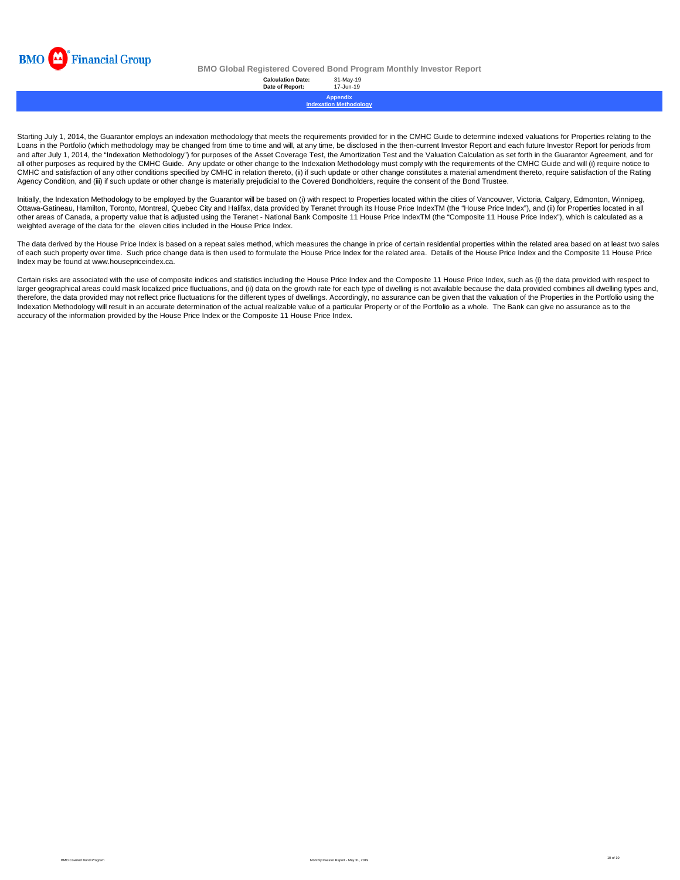BMO Financial Group

**BMO Global Registered Covered Bond Program Monthly Investor Report**

**Calculation Date:** 31-May-19
**Date of Report:** 17-Jun-19

## Appendix
### Indexation Methodology

Starting July 1, 2014, the Guarantor employs an indexation methodology that meets the requirements provided for in the CMHC Guide to determine indexed valuations for Properties relating to the Loans in the Portfolio (which methodology may be changed from time to time and will, at any time, be disclosed in the then-current Investor Report and each future Investor Report for periods from and after July 1, 2014, the "Indexation Methodology") for purposes of the Asset Coverage Test, the Amortization Test and the Valuation Calculation as set forth in the Guarantor Agreement, and for all other purposes as required by the CMHC Guide. Any update or other change to the Indexation Methodology must comply with the requirements of the CMHC Guide and will (i) require notice to CMHC and satisfaction of any other conditions specified by CMHC in relation thereto, (ii) if such update or other change constitutes a material amendment thereto, require satisfaction of the Rating Agency Condition, and (iii) if such update or other change is materially prejudicial to the Covered Bondholders, require the consent of the Bond Trustee.

Initially, the Indexation Methodology to be employed by the Guarantor will be based on (i) with respect to Properties located within the cities of Vancouver, Victoria, Calgary, Edmonton, Winnipeg, Ottawa-Gatineau, Hamilton, Toronto, Montreal, Quebec City and Halifax, data provided by Teranet through its House Price IndexTM (the "House Price Index"), and (ii) for Properties located in all other areas of Canada, a property value that is adjusted using the Teranet - National Bank Composite 11 House Price IndexTM (the "Composite 11 House Price Index"), which is calculated as a weighted average of the data for the eleven cities included in the House Price Index.

The data derived by the House Price Index is based on a repeat sales method, which measures the change in price of certain residential properties within the related area based on at least two sales of each such property over time. Such price change data is then used to formulate the House Price Index for the related area. Details of the House Price Index and the Composite 11 House Price Index may be found at www.housepriceindex.ca.

Certain risks are associated with the use of composite indices and statistics including the House Price Index and the Composite 11 House Price Index, such as (i) the data provided with respect to larger geographical areas could mask localized price fluctuations, and (ii) data on the growth rate for each type of dwelling is not available because the data provided combines all dwelling types and, therefore, the data provided may not reflect price fluctuations for the different types of dwellings. Accordingly, no assurance can be given that the valuation of the Properties in the Portfolio using the Indexation Methodology will result in an accurate determination of the actual realizable value of a particular Property or of the Portfolio as a whole. The Bank can give no assurance as to the accuracy of the information provided by the House Price Index or the Composite 11 House Price Index.